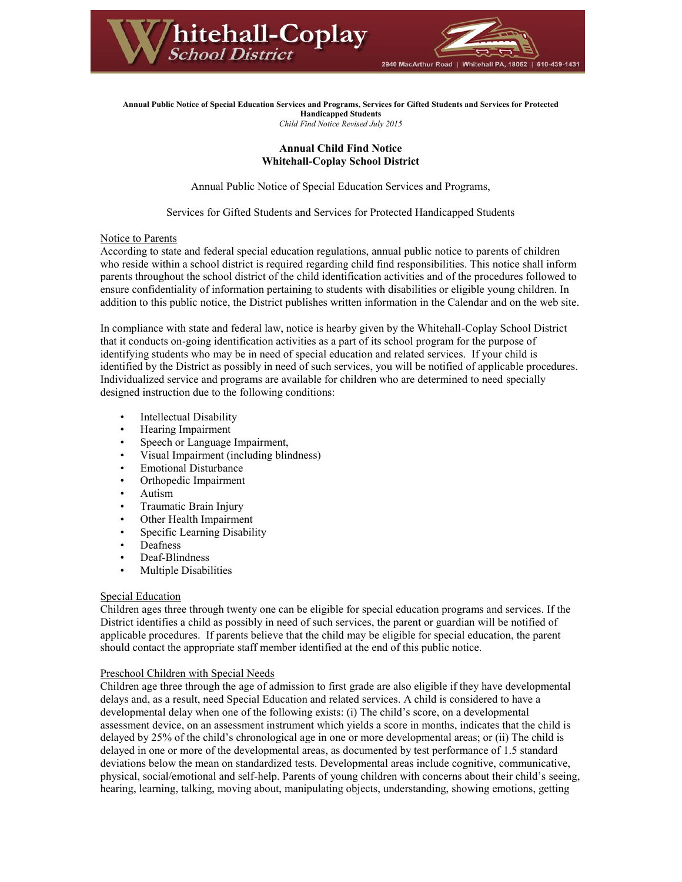# Whitehall-Coplay School District

2940 MacArthur Road | Whitehall PA, 18052 | 610-439-1431

**Annual Public Notice of Special Education Services and Programs, Services for Gifted Students and Services for Protected Handicapped Students**

*Child Find Notice Revised July 2015*

## Annual Child Find Notice
## Whitehall-Coplay School District

Annual Public Notice of Special Education Services and Programs,

Services for Gifted Students and Services for Protected Handicapped Students

### Notice to Parents

According to state and federal special education regulations, annual public notice to parents of children who reside within a school district is required regarding child find responsibilities. This notice shall inform parents throughout the school district of the child identification activities and of the procedures followed to ensure confidentiality of information pertaining to students with disabilities or eligible young children. In addition to this public notice, the District publishes written information in the Calendar and on the web site.

In compliance with state and federal law, notice is hearby given by the Whitehall-Coplay School District that it conducts on-going identification activities as a part of its school program for the purpose of identifying students who may be in need of special education and related services. If your child is identified by the District as possibly in need of such services, you will be notified of applicable procedures. Individualized service and programs are available for children who are determined to need specially designed instruction due to the following conditions:

- Intellectual Disability
- Hearing Impairment
- Speech or Language Impairment,
- Visual Impairment (including blindness)
- Emotional Disturbance
- Orthopedic Impairment
- Autism
- Traumatic Brain Injury
- Other Health Impairment
- Specific Learning Disability
- Deafness
- Deaf-Blindness
- Multiple Disabilities

### Special Education

Children ages three through twenty one can be eligible for special education programs and services. If the District identifies a child as possibly in need of such services, the parent or guardian will be notified of applicable procedures. If parents believe that the child may be eligible for special education, the parent should contact the appropriate staff member identified at the end of this public notice.

### Preschool Children with Special Needs

Children age three through the age of admission to first grade are also eligible if they have developmental delays and, as a result, need Special Education and related services. A child is considered to have a developmental delay when one of the following exists: (i) The child's score, on a developmental assessment device, on an assessment instrument which yields a score in months, indicates that the child is delayed by 25% of the child's chronological age in one or more developmental areas; or (ii) The child is delayed in one or more of the developmental areas, as documented by test performance of 1.5 standard deviations below the mean on standardized tests. Developmental areas include cognitive, communicative, physical, social/emotional and self-help. Parents of young children with concerns about their child's seeing, hearing, learning, talking, moving about, manipulating objects, understanding, showing emotions, getting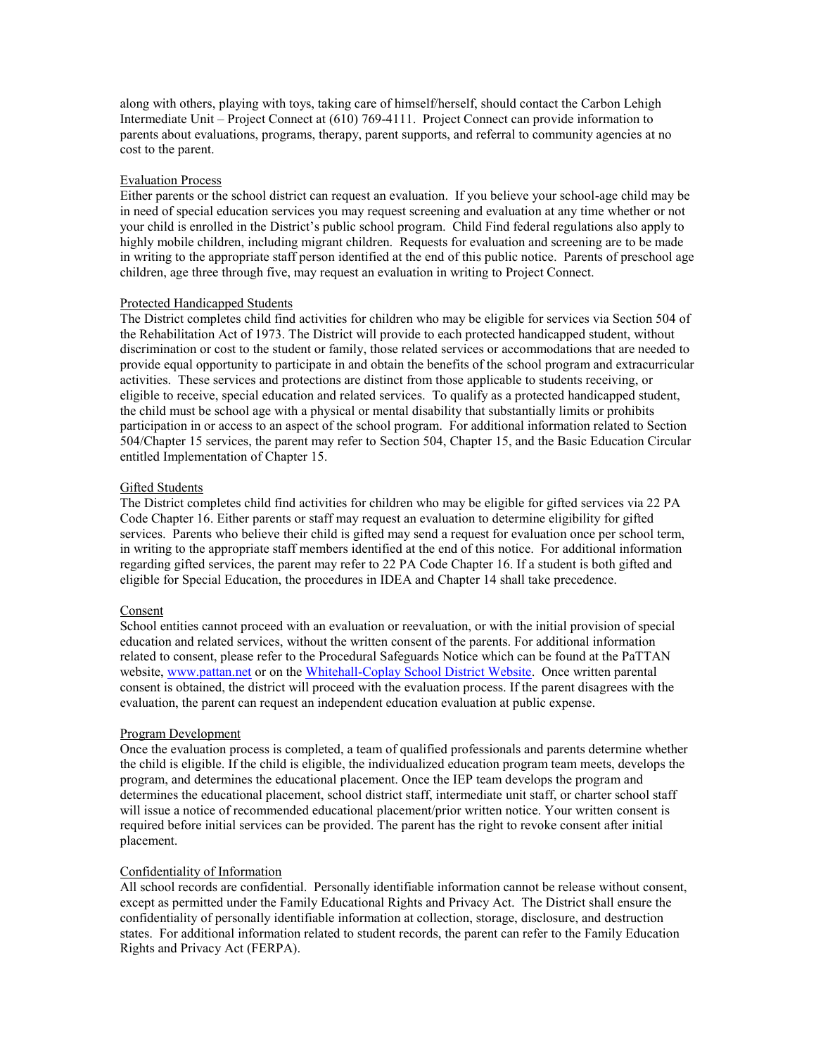along with others, playing with toys, taking care of himself/herself, should contact the Carbon Lehigh Intermediate Unit – Project Connect at (610) 769-4111. Project Connect can provide information to parents about evaluations, programs, therapy, parent supports, and referral to community agencies at no cost to the parent.

<u>Evaluation Process</u>

Either parents or the school district can request an evaluation. If you believe your school-age child may be in need of special education services you may request screening and evaluation at any time whether or not your child is enrolled in the District's public school program. Child Find federal regulations also apply to highly mobile children, including migrant children. Requests for evaluation and screening are to be made in writing to the appropriate staff person identified at the end of this public notice. Parents of preschool age children, age three through five, may request an evaluation in writing to Project Connect.

<u>Protected Handicapped Students</u>

The District completes child find activities for children who may be eligible for services via Section 504 of the Rehabilitation Act of 1973. The District will provide to each protected handicapped student, without discrimination or cost to the student or family, those related services or accommodations that are needed to provide equal opportunity to participate in and obtain the benefits of the school program and extracurricular activities. These services and protections are distinct from those applicable to students receiving, or eligible to receive, special education and related services. To qualify as a protected handicapped student, the child must be school age with a physical or mental disability that substantially limits or prohibits participation in or access to an aspect of the school program. For additional information related to Section 504/Chapter 15 services, the parent may refer to Section 504, Chapter 15, and the Basic Education Circular entitled Implementation of Chapter 15.

<u>Gifted Students</u>

The District completes child find activities for children who may be eligible for gifted services via 22 PA Code Chapter 16. Either parents or staff may request an evaluation to determine eligibility for gifted services. Parents who believe their child is gifted may send a request for evaluation once per school term, in writing to the appropriate staff members identified at the end of this notice. For additional information regarding gifted services, the parent may refer to 22 PA Code Chapter 16. If a student is both gifted and eligible for Special Education, the procedures in IDEA and Chapter 14 shall take precedence.

<u>Consent</u>

School entities cannot proceed with an evaluation or reevaluation, or with the initial provision of special education and related services, without the written consent of the parents. For additional information related to consent, please refer to the Procedural Safeguards Notice which can be found at the PaTTAN website, [www.pattan.net](http://www.pattan.net) or on the [Whitehall-Coplay School District Website](). Once written parental consent is obtained, the district will proceed with the evaluation process. If the parent disagrees with the evaluation, the parent can request an independent education evaluation at public expense.

<u>Program Development</u>

Once the evaluation process is completed, a team of qualified professionals and parents determine whether the child is eligible. If the child is eligible, the individualized education program team meets, develops the program, and determines the educational placement. Once the IEP team develops the program and determines the educational placement, school district staff, intermediate unit staff, or charter school staff will issue a notice of recommended educational placement/prior written notice. Your written consent is required before initial services can be provided. The parent has the right to revoke consent after initial placement.

<u>Confidentiality of Information</u>

All school records are confidential. Personally identifiable information cannot be release without consent, except as permitted under the Family Educational Rights and Privacy Act. The District shall ensure the confidentiality of personally identifiable information at collection, storage, disclosure, and destruction states. For additional information related to student records, the parent can refer to the Family Education Rights and Privacy Act (FERPA).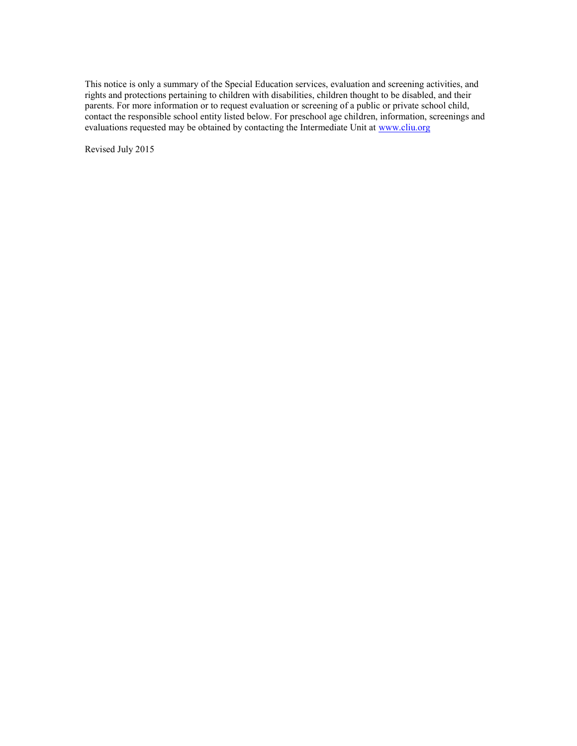This notice is only a summary of the Special Education services, evaluation and screening activities, and rights and protections pertaining to children with disabilities, children thought to be disabled, and their parents. For more information or to request evaluation or screening of a public or private school child, contact the responsible school entity listed below. For preschool age children, information, screenings and evaluations requested may be obtained by contacting the Intermediate Unit at [www.cliu.org](http://www.cliu.org)

Revised July 2015